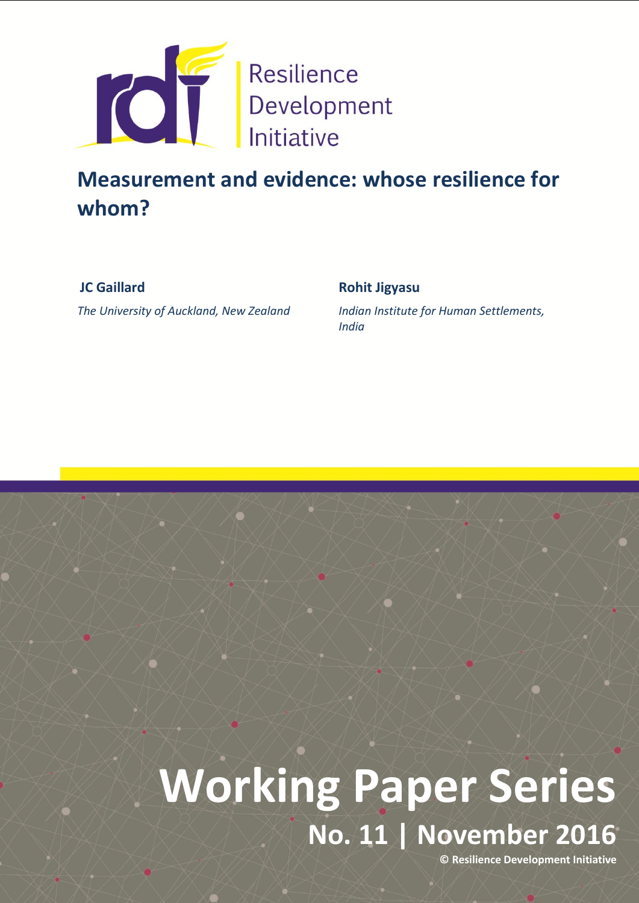Resilience Development Initiative

# Measurement and evidence: whose resilience for whom?

**JC Gaillard**

*The University of Auckland, New Zealand*

**Rohit Jigyasu**

*Indian Institute for Human Settlements, India*

# Working Paper Series

## No. 11 | November 2016

**© Resilience Development Initiative**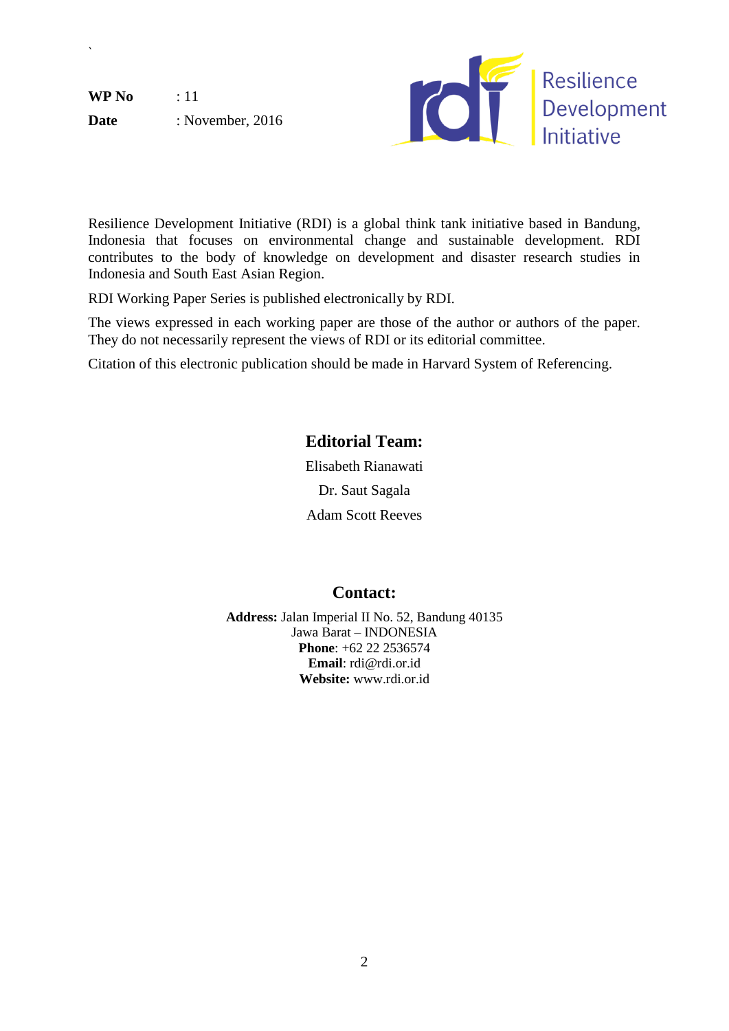**WP No** : 11

**Date** : November, 2016

Resilience Development Initiative

Resilience Development Initiative (RDI) is a global think tank initiative based in Bandung, Indonesia that focuses on environmental change and sustainable development. RDI contributes to the body of knowledge on development and disaster research studies in Indonesia and South East Asian Region.

RDI Working Paper Series is published electronically by RDI.

The views expressed in each working paper are those of the author or authors of the paper. They do not necessarily represent the views of RDI or its editorial committee.

Citation of this electronic publication should be made in Harvard System of Referencing.

## Editorial Team:

Elisabeth Rianawati

Dr. Saut Sagala

Adam Scott Reeves

## Contact:

**Address:** Jalan Imperial II No. 52, Bandung 40135
Jawa Barat – INDONESIA
**Phone**: +62 22 2536574
**Email**: rdi@rdi.or.id
**Website:** www.rdi.or.id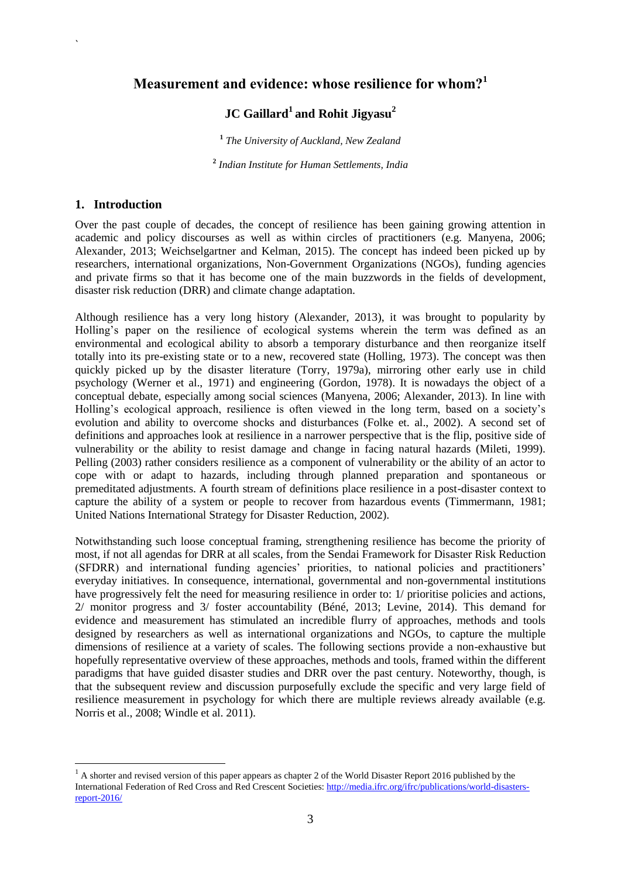# Measurement and evidence: whose resilience for whom?[1]

**JC Gaillard[1] and Rohit Jigyasu[2]**

[1] *The University of Auckland, New Zealand*

[2] *Indian Institute for Human Settlements, India*

## 1. Introduction

Over the past couple of decades, the concept of resilience has been gaining growing attention in academic and policy discourses as well as within circles of practitioners (e.g. Manyena, 2006; Alexander, 2013; Weichselgartner and Kelman, 2015). The concept has indeed been picked up by researchers, international organizations, Non-Government Organizations (NGOs), funding agencies and private firms so that it has become one of the main buzzwords in the fields of development, disaster risk reduction (DRR) and climate change adaptation.

Although resilience has a very long history (Alexander, 2013), it was brought to popularity by Holling's paper on the resilience of ecological systems wherein the term was defined as an environmental and ecological ability to absorb a temporary disturbance and then reorganize itself totally into its pre-existing state or to a new, recovered state (Holling, 1973). The concept was then quickly picked up by the disaster literature (Torry, 1979a), mirroring other early use in child psychology (Werner et al., 1971) and engineering (Gordon, 1978). It is nowadays the object of a conceptual debate, especially among social sciences (Manyena, 2006; Alexander, 2013). In line with Holling's ecological approach, resilience is often viewed in the long term, based on a society's evolution and ability to overcome shocks and disturbances (Folke et. al., 2002). A second set of definitions and approaches look at resilience in a narrower perspective that is the flip, positive side of vulnerability or the ability to resist damage and change in facing natural hazards (Mileti, 1999). Pelling (2003) rather considers resilience as a component of vulnerability or the ability of an actor to cope with or adapt to hazards, including through planned preparation and spontaneous or premeditated adjustments. A fourth stream of definitions place resilience in a post-disaster context to capture the ability of a system or people to recover from hazardous events (Timmermann, 1981; United Nations International Strategy for Disaster Reduction, 2002).

Notwithstanding such loose conceptual framing, strengthening resilience has become the priority of most, if not all agendas for DRR at all scales, from the Sendai Framework for Disaster Risk Reduction (SFDRR) and international funding agencies' priorities, to national policies and practitioners' everyday initiatives. In consequence, international, governmental and non-governmental institutions have progressively felt the need for measuring resilience in order to: 1/ prioritise policies and actions, 2/ monitor progress and 3/ foster accountability (Béné, 2013; Levine, 2014). This demand for evidence and measurement has stimulated an incredible flurry of approaches, methods and tools designed by researchers as well as international organizations and NGOs, to capture the multiple dimensions of resilience at a variety of scales. The following sections provide a non-exhaustive but hopefully representative overview of these approaches, methods and tools, framed within the different paradigms that have guided disaster studies and DRR over the past century. Noteworthy, though, is that the subsequent review and discussion purposefully exclude the specific and very large field of resilience measurement in psychology for which there are multiple reviews already available (e.g. Norris et al., 2008; Windle et al. 2011).

---

[1] A shorter and revised version of this paper appears as chapter 2 of the World Disaster Report 2016 published by the International Federation of Red Cross and Red Crescent Societies: http://media.ifrc.org/ifrc/publications/world-disasters-report-2016/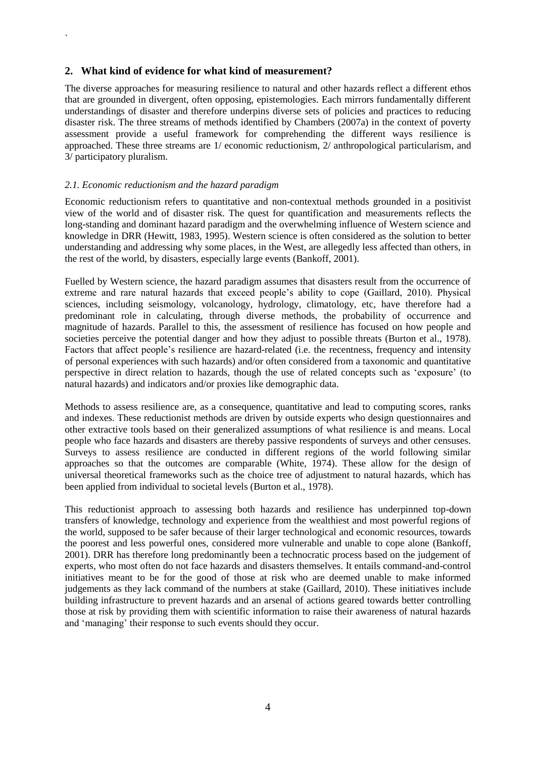## 2. What kind of evidence for what kind of measurement?

The diverse approaches for measuring resilience to natural and other hazards reflect a different ethos that are grounded in divergent, often opposing, epistemologies. Each mirrors fundamentally different understandings of disaster and therefore underpins diverse sets of policies and practices to reducing disaster risk. The three streams of methods identified by Chambers (2007a) in the context of poverty assessment provide a useful framework for comprehending the different ways resilience is approached. These three streams are 1/ economic reductionism, 2/ anthropological particularism, and 3/ participatory pluralism.

### *2.1. Economic reductionism and the hazard paradigm*

Economic reductionism refers to quantitative and non-contextual methods grounded in a positivist view of the world and of disaster risk. The quest for quantification and measurements reflects the long-standing and dominant hazard paradigm and the overwhelming influence of Western science and knowledge in DRR (Hewitt, 1983, 1995). Western science is often considered as the solution to better understanding and addressing why some places, in the West, are allegedly less affected than others, in the rest of the world, by disasters, especially large events (Bankoff, 2001).

Fuelled by Western science, the hazard paradigm assumes that disasters result from the occurrence of extreme and rare natural hazards that exceed people's ability to cope (Gaillard, 2010). Physical sciences, including seismology, volcanology, hydrology, climatology, etc, have therefore had a predominant role in calculating, through diverse methods, the probability of occurrence and magnitude of hazards. Parallel to this, the assessment of resilience has focused on how people and societies perceive the potential danger and how they adjust to possible threats (Burton et al., 1978). Factors that affect people's resilience are hazard-related (i.e. the recentness, frequency and intensity of personal experiences with such hazards) and/or often considered from a taxonomic and quantitative perspective in direct relation to hazards, though the use of related concepts such as 'exposure' (to natural hazards) and indicators and/or proxies like demographic data.

Methods to assess resilience are, as a consequence, quantitative and lead to computing scores, ranks and indexes. These reductionist methods are driven by outside experts who design questionnaires and other extractive tools based on their generalized assumptions of what resilience is and means. Local people who face hazards and disasters are thereby passive respondents of surveys and other censuses. Surveys to assess resilience are conducted in different regions of the world following similar approaches so that the outcomes are comparable (White, 1974). These allow for the design of universal theoretical frameworks such as the choice tree of adjustment to natural hazards, which has been applied from individual to societal levels (Burton et al., 1978).

This reductionist approach to assessing both hazards and resilience has underpinned top-down transfers of knowledge, technology and experience from the wealthiest and most powerful regions of the world, supposed to be safer because of their larger technological and economic resources, towards the poorest and less powerful ones, considered more vulnerable and unable to cope alone (Bankoff, 2001). DRR has therefore long predominantly been a technocratic process based on the judgement of experts, who most often do not face hazards and disasters themselves. It entails command-and-control initiatives meant to be for the good of those at risk who are deemed unable to make informed judgements as they lack command of the numbers at stake (Gaillard, 2010). These initiatives include building infrastructure to prevent hazards and an arsenal of actions geared towards better controlling those at risk by providing them with scientific information to raise their awareness of natural hazards and 'managing' their response to such events should they occur.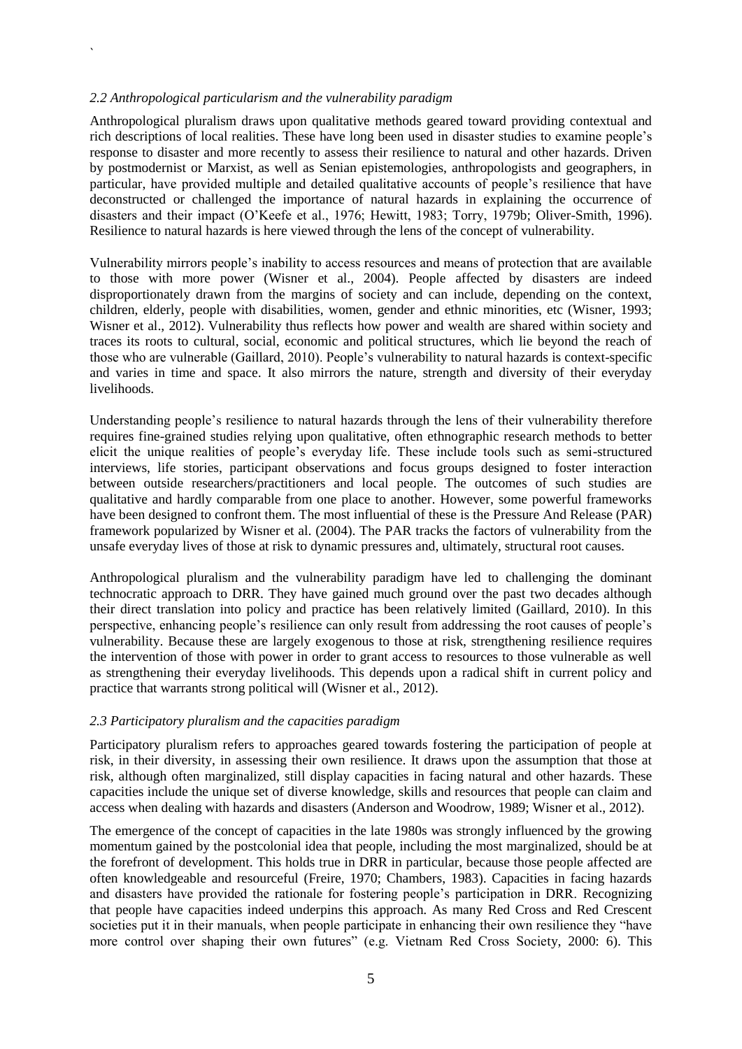### *2.2 Anthropological particularism and the vulnerability paradigm*

Anthropological pluralism draws upon qualitative methods geared toward providing contextual and rich descriptions of local realities. These have long been used in disaster studies to examine people's response to disaster and more recently to assess their resilience to natural and other hazards. Driven by postmodernist or Marxist, as well as Senian epistemologies, anthropologists and geographers, in particular, have provided multiple and detailed qualitative accounts of people's resilience that have deconstructed or challenged the importance of natural hazards in explaining the occurrence of disasters and their impact (O'Keefe et al., 1976; Hewitt, 1983; Torry, 1979b; Oliver-Smith, 1996). Resilience to natural hazards is here viewed through the lens of the concept of vulnerability.

Vulnerability mirrors people's inability to access resources and means of protection that are available to those with more power (Wisner et al., 2004). People affected by disasters are indeed disproportionately drawn from the margins of society and can include, depending on the context, children, elderly, people with disabilities, women, gender and ethnic minorities, etc (Wisner, 1993; Wisner et al., 2012). Vulnerability thus reflects how power and wealth are shared within society and traces its roots to cultural, social, economic and political structures, which lie beyond the reach of those who are vulnerable (Gaillard, 2010). People's vulnerability to natural hazards is context-specific and varies in time and space. It also mirrors the nature, strength and diversity of their everyday livelihoods.

Understanding people's resilience to natural hazards through the lens of their vulnerability therefore requires fine-grained studies relying upon qualitative, often ethnographic research methods to better elicit the unique realities of people's everyday life. These include tools such as semi-structured interviews, life stories, participant observations and focus groups designed to foster interaction between outside researchers/practitioners and local people. The outcomes of such studies are qualitative and hardly comparable from one place to another. However, some powerful frameworks have been designed to confront them. The most influential of these is the Pressure And Release (PAR) framework popularized by Wisner et al. (2004). The PAR tracks the factors of vulnerability from the unsafe everyday lives of those at risk to dynamic pressures and, ultimately, structural root causes.

Anthropological pluralism and the vulnerability paradigm have led to challenging the dominant technocratic approach to DRR. They have gained much ground over the past two decades although their direct translation into policy and practice has been relatively limited (Gaillard, 2010). In this perspective, enhancing people's resilience can only result from addressing the root causes of people's vulnerability. Because these are largely exogenous to those at risk, strengthening resilience requires the intervention of those with power in order to grant access to resources to those vulnerable as well as strengthening their everyday livelihoods. This depends upon a radical shift in current policy and practice that warrants strong political will (Wisner et al., 2012).

### *2.3 Participatory pluralism and the capacities paradigm*

Participatory pluralism refers to approaches geared towards fostering the participation of people at risk, in their diversity, in assessing their own resilience. It draws upon the assumption that those at risk, although often marginalized, still display capacities in facing natural and other hazards. These capacities include the unique set of diverse knowledge, skills and resources that people can claim and access when dealing with hazards and disasters (Anderson and Woodrow, 1989; Wisner et al., 2012).

The emergence of the concept of capacities in the late 1980s was strongly influenced by the growing momentum gained by the postcolonial idea that people, including the most marginalized, should be at the forefront of development. This holds true in DRR in particular, because those people affected are often knowledgeable and resourceful (Freire, 1970; Chambers, 1983). Capacities in facing hazards and disasters have provided the rationale for fostering people's participation in DRR. Recognizing that people have capacities indeed underpins this approach. As many Red Cross and Red Crescent societies put it in their manuals, when people participate in enhancing their own resilience they "have more control over shaping their own futures" (e.g. Vietnam Red Cross Society, 2000: 6). This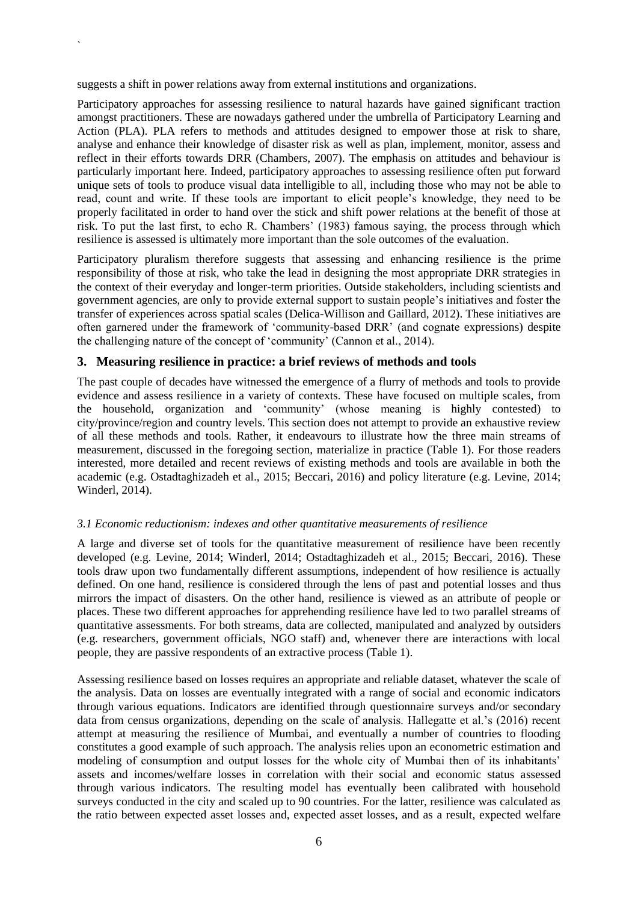suggests a shift in power relations away from external institutions and organizations.

Participatory approaches for assessing resilience to natural hazards have gained significant traction amongst practitioners. These are nowadays gathered under the umbrella of Participatory Learning and Action (PLA). PLA refers to methods and attitudes designed to empower those at risk to share, analyse and enhance their knowledge of disaster risk as well as plan, implement, monitor, assess and reflect in their efforts towards DRR (Chambers, 2007). The emphasis on attitudes and behaviour is particularly important here. Indeed, participatory approaches to assessing resilience often put forward unique sets of tools to produce visual data intelligible to all, including those who may not be able to read, count and write. If these tools are important to elicit people's knowledge, they need to be properly facilitated in order to hand over the stick and shift power relations at the benefit of those at risk. To put the last first, to echo R. Chambers' (1983) famous saying, the process through which resilience is assessed is ultimately more important than the sole outcomes of the evaluation.

Participatory pluralism therefore suggests that assessing and enhancing resilience is the prime responsibility of those at risk, who take the lead in designing the most appropriate DRR strategies in the context of their everyday and longer-term priorities. Outside stakeholders, including scientists and government agencies, are only to provide external support to sustain people's initiatives and foster the transfer of experiences across spatial scales (Delica-Willison and Gaillard, 2012). These initiatives are often garnered under the framework of 'community-based DRR' (and cognate expressions) despite the challenging nature of the concept of 'community' (Cannon et al., 2014).

## 3. Measuring resilience in practice: a brief reviews of methods and tools

The past couple of decades have witnessed the emergence of a flurry of methods and tools to provide evidence and assess resilience in a variety of contexts. These have focused on multiple scales, from the household, organization and 'community' (whose meaning is highly contested) to city/province/region and country levels. This section does not attempt to provide an exhaustive review of all these methods and tools. Rather, it endeavours to illustrate how the three main streams of measurement, discussed in the foregoing section, materialize in practice (Table 1). For those readers interested, more detailed and recent reviews of existing methods and tools are available in both the academic (e.g. Ostadtaghizadeh et al., 2015; Beccari, 2016) and policy literature (e.g. Levine, 2014; Winderl, 2014).

### *3.1 Economic reductionism: indexes and other quantitative measurements of resilience*

A large and diverse set of tools for the quantitative measurement of resilience have been recently developed (e.g. Levine, 2014; Winderl, 2014; Ostadtaghizadeh et al., 2015; Beccari, 2016). These tools draw upon two fundamentally different assumptions, independent of how resilience is actually defined. On one hand, resilience is considered through the lens of past and potential losses and thus mirrors the impact of disasters. On the other hand, resilience is viewed as an attribute of people or places. These two different approaches for apprehending resilience have led to two parallel streams of quantitative assessments. For both streams, data are collected, manipulated and analyzed by outsiders (e.g. researchers, government officials, NGO staff) and, whenever there are interactions with local people, they are passive respondents of an extractive process (Table 1).

Assessing resilience based on losses requires an appropriate and reliable dataset, whatever the scale of the analysis. Data on losses are eventually integrated with a range of social and economic indicators through various equations. Indicators are identified through questionnaire surveys and/or secondary data from census organizations, depending on the scale of analysis. Hallegatte et al.'s (2016) recent attempt at measuring the resilience of Mumbai, and eventually a number of countries to flooding constitutes a good example of such approach. The analysis relies upon an econometric estimation and modeling of consumption and output losses for the whole city of Mumbai then of its inhabitants' assets and incomes/welfare losses in correlation with their social and economic status assessed through various indicators. The resulting model has eventually been calibrated with household surveys conducted in the city and scaled up to 90 countries. For the latter, resilience was calculated as the ratio between expected asset losses and, expected asset losses, and as a result, expected welfare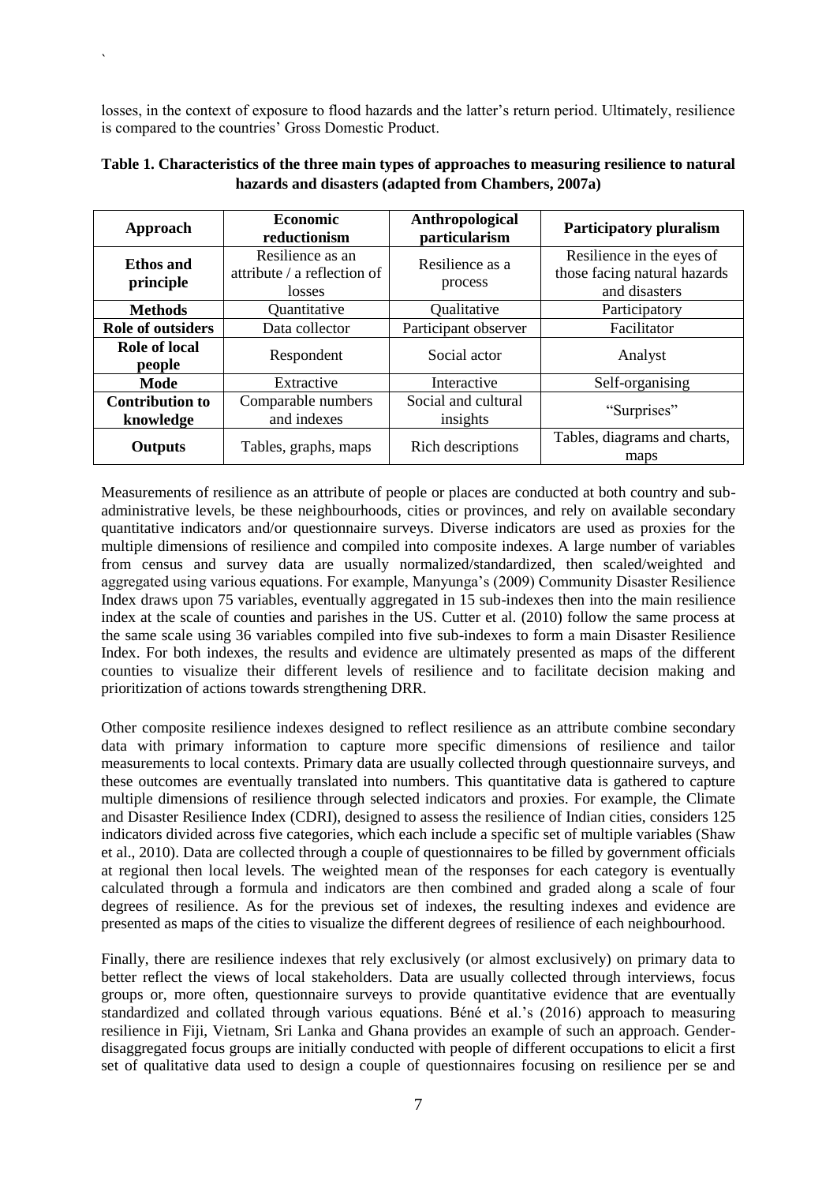losses, in the context of exposure to flood hazards and the latter's return period. Ultimately, resilience is compared to the countries' Gross Domestic Product.

**Table 1. Characteristics of the three main types of approaches to measuring resilience to natural hazards and disasters (adapted from Chambers, 2007a)**

| Approach | Economic reductionism | Anthropological particularism | Participatory pluralism |
|---|---|---|---|
| **Ethos and principle** | Resilience as an attribute / a reflection of losses | Resilience as a process | Resilience in the eyes of those facing natural hazards and disasters |
| **Methods** | Quantitative | Qualitative | Participatory |
| **Role of outsiders** | Data collector | Participant observer | Facilitator |
| **Role of local people** | Respondent | Social actor | Analyst |
| **Mode** | Extractive | Interactive | Self-organising |
| **Contribution to knowledge** | Comparable numbers and indexes | Social and cultural insights | "Surprises" |
| **Outputs** | Tables, graphs, maps | Rich descriptions | Tables, diagrams and charts, maps |

Measurements of resilience as an attribute of people or places are conducted at both country and sub-administrative levels, be these neighbourhoods, cities or provinces, and rely on available secondary quantitative indicators and/or questionnaire surveys. Diverse indicators are used as proxies for the multiple dimensions of resilience and compiled into composite indexes. A large number of variables from census and survey data are usually normalized/standardized, then scaled/weighted and aggregated using various equations. For example, Manyunga's (2009) Community Disaster Resilience Index draws upon 75 variables, eventually aggregated in 15 sub-indexes then into the main resilience index at the scale of counties and parishes in the US. Cutter et al. (2010) follow the same process at the same scale using 36 variables compiled into five sub-indexes to form a main Disaster Resilience Index. For both indexes, the results and evidence are ultimately presented as maps of the different counties to visualize their different levels of resilience and to facilitate decision making and prioritization of actions towards strengthening DRR.

Other composite resilience indexes designed to reflect resilience as an attribute combine secondary data with primary information to capture more specific dimensions of resilience and tailor measurements to local contexts. Primary data are usually collected through questionnaire surveys, and these outcomes are eventually translated into numbers. This quantitative data is gathered to capture multiple dimensions of resilience through selected indicators and proxies. For example, the Climate and Disaster Resilience Index (CDRI), designed to assess the resilience of Indian cities, considers 125 indicators divided across five categories, which each include a specific set of multiple variables (Shaw et al., 2010). Data are collected through a couple of questionnaires to be filled by government officials at regional then local levels. The weighted mean of the responses for each category is eventually calculated through a formula and indicators are then combined and graded along a scale of four degrees of resilience. As for the previous set of indexes, the resulting indexes and evidence are presented as maps of the cities to visualize the different degrees of resilience of each neighbourhood.

Finally, there are resilience indexes that rely exclusively (or almost exclusively) on primary data to better reflect the views of local stakeholders. Data are usually collected through interviews, focus groups or, more often, questionnaire surveys to provide quantitative evidence that are eventually standardized and collated through various equations. Béné et al.'s (2016) approach to measuring resilience in Fiji, Vietnam, Sri Lanka and Ghana provides an example of such an approach. Gender-disaggregated focus groups are initially conducted with people of different occupations to elicit a first set of qualitative data used to design a couple of questionnaires focusing on resilience per se and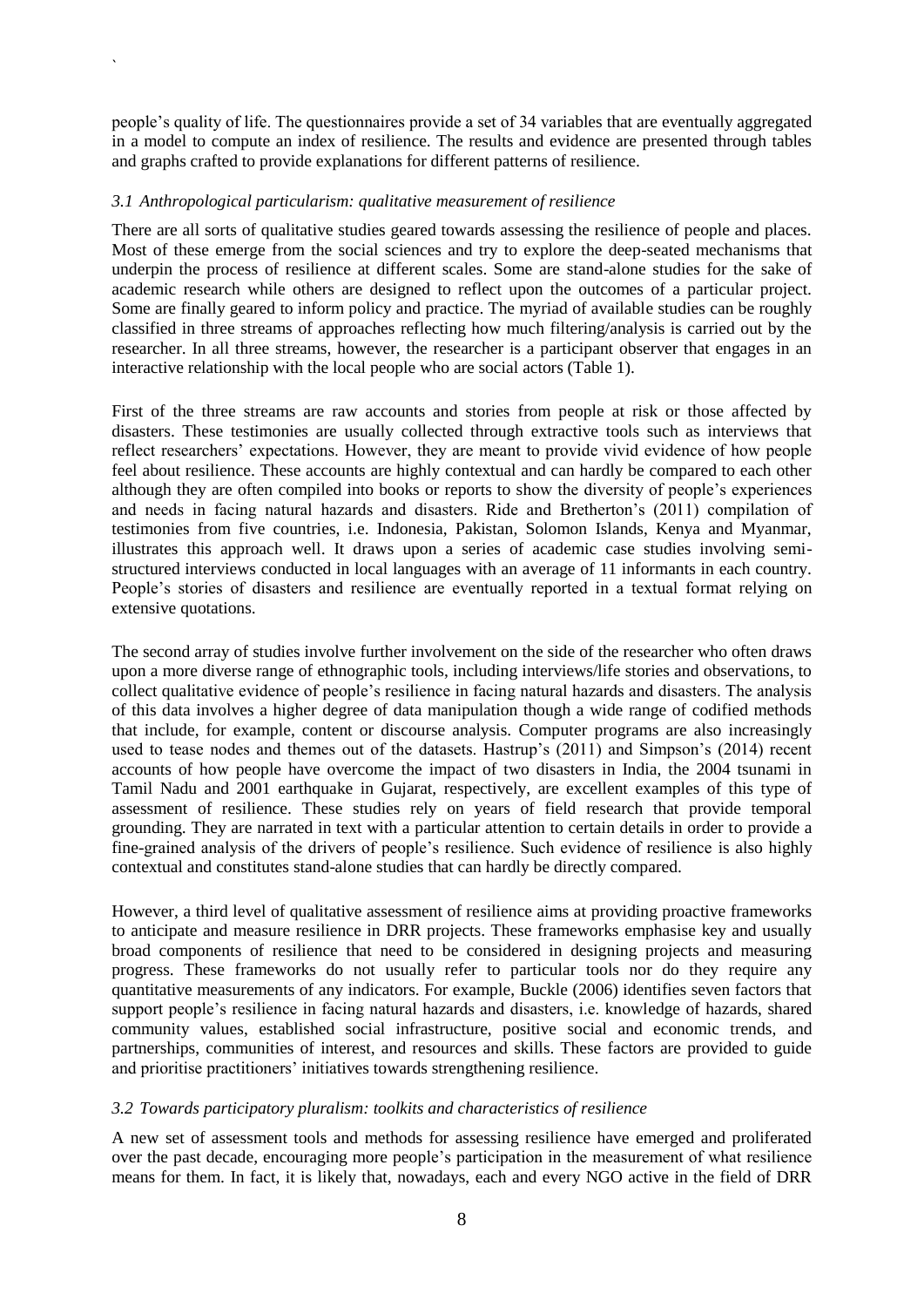people's quality of life. The questionnaires provide a set of 34 variables that are eventually aggregated in a model to compute an index of resilience. The results and evidence are presented through tables and graphs crafted to provide explanations for different patterns of resilience.

### *3.1 Anthropological particularism: qualitative measurement of resilience*

There are all sorts of qualitative studies geared towards assessing the resilience of people and places. Most of these emerge from the social sciences and try to explore the deep-seated mechanisms that underpin the process of resilience at different scales. Some are stand-alone studies for the sake of academic research while others are designed to reflect upon the outcomes of a particular project. Some are finally geared to inform policy and practice. The myriad of available studies can be roughly classified in three streams of approaches reflecting how much filtering/analysis is carried out by the researcher. In all three streams, however, the researcher is a participant observer that engages in an interactive relationship with the local people who are social actors (Table 1).

First of the three streams are raw accounts and stories from people at risk or those affected by disasters. These testimonies are usually collected through extractive tools such as interviews that reflect researchers' expectations. However, they are meant to provide vivid evidence of how people feel about resilience. These accounts are highly contextual and can hardly be compared to each other although they are often compiled into books or reports to show the diversity of people's experiences and needs in facing natural hazards and disasters. Ride and Bretherton's (2011) compilation of testimonies from five countries, i.e. Indonesia, Pakistan, Solomon Islands, Kenya and Myanmar, illustrates this approach well. It draws upon a series of academic case studies involving semi-structured interviews conducted in local languages with an average of 11 informants in each country. People's stories of disasters and resilience are eventually reported in a textual format relying on extensive quotations.

The second array of studies involve further involvement on the side of the researcher who often draws upon a more diverse range of ethnographic tools, including interviews/life stories and observations, to collect qualitative evidence of people's resilience in facing natural hazards and disasters. The analysis of this data involves a higher degree of data manipulation though a wide range of codified methods that include, for example, content or discourse analysis. Computer programs are also increasingly used to tease nodes and themes out of the datasets. Hastrup's (2011) and Simpson's (2014) recent accounts of how people have overcome the impact of two disasters in India, the 2004 tsunami in Tamil Nadu and 2001 earthquake in Gujarat, respectively, are excellent examples of this type of assessment of resilience. These studies rely on years of field research that provide temporal grounding. They are narrated in text with a particular attention to certain details in order to provide a fine-grained analysis of the drivers of people's resilience. Such evidence of resilience is also highly contextual and constitutes stand-alone studies that can hardly be directly compared.

However, a third level of qualitative assessment of resilience aims at providing proactive frameworks to anticipate and measure resilience in DRR projects. These frameworks emphasise key and usually broad components of resilience that need to be considered in designing projects and measuring progress. These frameworks do not usually refer to particular tools nor do they require any quantitative measurements of any indicators. For example, Buckle (2006) identifies seven factors that support people's resilience in facing natural hazards and disasters, i.e. knowledge of hazards, shared community values, established social infrastructure, positive social and economic trends, and partnerships, communities of interest, and resources and skills. These factors are provided to guide and prioritise practitioners' initiatives towards strengthening resilience.

### *3.2 Towards participatory pluralism: toolkits and characteristics of resilience*

A new set of assessment tools and methods for assessing resilience have emerged and proliferated over the past decade, encouraging more people's participation in the measurement of what resilience means for them. In fact, it is likely that, nowadays, each and every NGO active in the field of DRR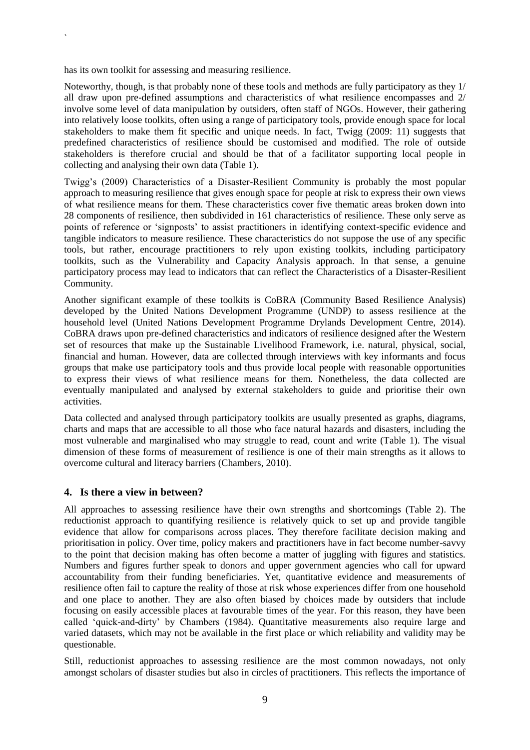has its own toolkit for assessing and measuring resilience.

Noteworthy, though, is that probably none of these tools and methods are fully participatory as they 1/ all draw upon pre-defined assumptions and characteristics of what resilience encompasses and 2/ involve some level of data manipulation by outsiders, often staff of NGOs. However, their gathering into relatively loose toolkits, often using a range of participatory tools, provide enough space for local stakeholders to make them fit specific and unique needs. In fact, Twigg (2009: 11) suggests that predefined characteristics of resilience should be customised and modified. The role of outside stakeholders is therefore crucial and should be that of a facilitator supporting local people in collecting and analysing their own data (Table 1).

Twigg's (2009) Characteristics of a Disaster-Resilient Community is probably the most popular approach to measuring resilience that gives enough space for people at risk to express their own views of what resilience means for them. These characteristics cover five thematic areas broken down into 28 components of resilience, then subdivided in 161 characteristics of resilience. These only serve as points of reference or 'signposts' to assist practitioners in identifying context-specific evidence and tangible indicators to measure resilience. These characteristics do not suppose the use of any specific tools, but rather, encourage practitioners to rely upon existing toolkits, including participatory toolkits, such as the Vulnerability and Capacity Analysis approach. In that sense, a genuine participatory process may lead to indicators that can reflect the Characteristics of a Disaster-Resilient Community.

Another significant example of these toolkits is CoBRA (Community Based Resilience Analysis) developed by the United Nations Development Programme (UNDP) to assess resilience at the household level (United Nations Development Programme Drylands Development Centre, 2014). CoBRA draws upon pre-defined characteristics and indicators of resilience designed after the Western set of resources that make up the Sustainable Livelihood Framework, i.e. natural, physical, social, financial and human. However, data are collected through interviews with key informants and focus groups that make use participatory tools and thus provide local people with reasonable opportunities to express their views of what resilience means for them. Nonetheless, the data collected are eventually manipulated and analysed by external stakeholders to guide and prioritise their own activities.

Data collected and analysed through participatory toolkits are usually presented as graphs, diagrams, charts and maps that are accessible to all those who face natural hazards and disasters, including the most vulnerable and marginalised who may struggle to read, count and write (Table 1). The visual dimension of these forms of measurement of resilience is one of their main strengths as it allows to overcome cultural and literacy barriers (Chambers, 2010).

## 4. Is there a view in between?

All approaches to assessing resilience have their own strengths and shortcomings (Table 2). The reductionist approach to quantifying resilience is relatively quick to set up and provide tangible evidence that allow for comparisons across places. They therefore facilitate decision making and prioritisation in policy. Over time, policy makers and practitioners have in fact become number-savvy to the point that decision making has often become a matter of juggling with figures and statistics. Numbers and figures further speak to donors and upper government agencies who call for upward accountability from their funding beneficiaries. Yet, quantitative evidence and measurements of resilience often fail to capture the reality of those at risk whose experiences differ from one household and one place to another. They are also often biased by choices made by outsiders that include focusing on easily accessible places at favourable times of the year. For this reason, they have been called 'quick-and-dirty' by Chambers (1984). Quantitative measurements also require large and varied datasets, which may not be available in the first place or which reliability and validity may be questionable.

Still, reductionist approaches to assessing resilience are the most common nowadays, not only amongst scholars of disaster studies but also in circles of practitioners. This reflects the importance of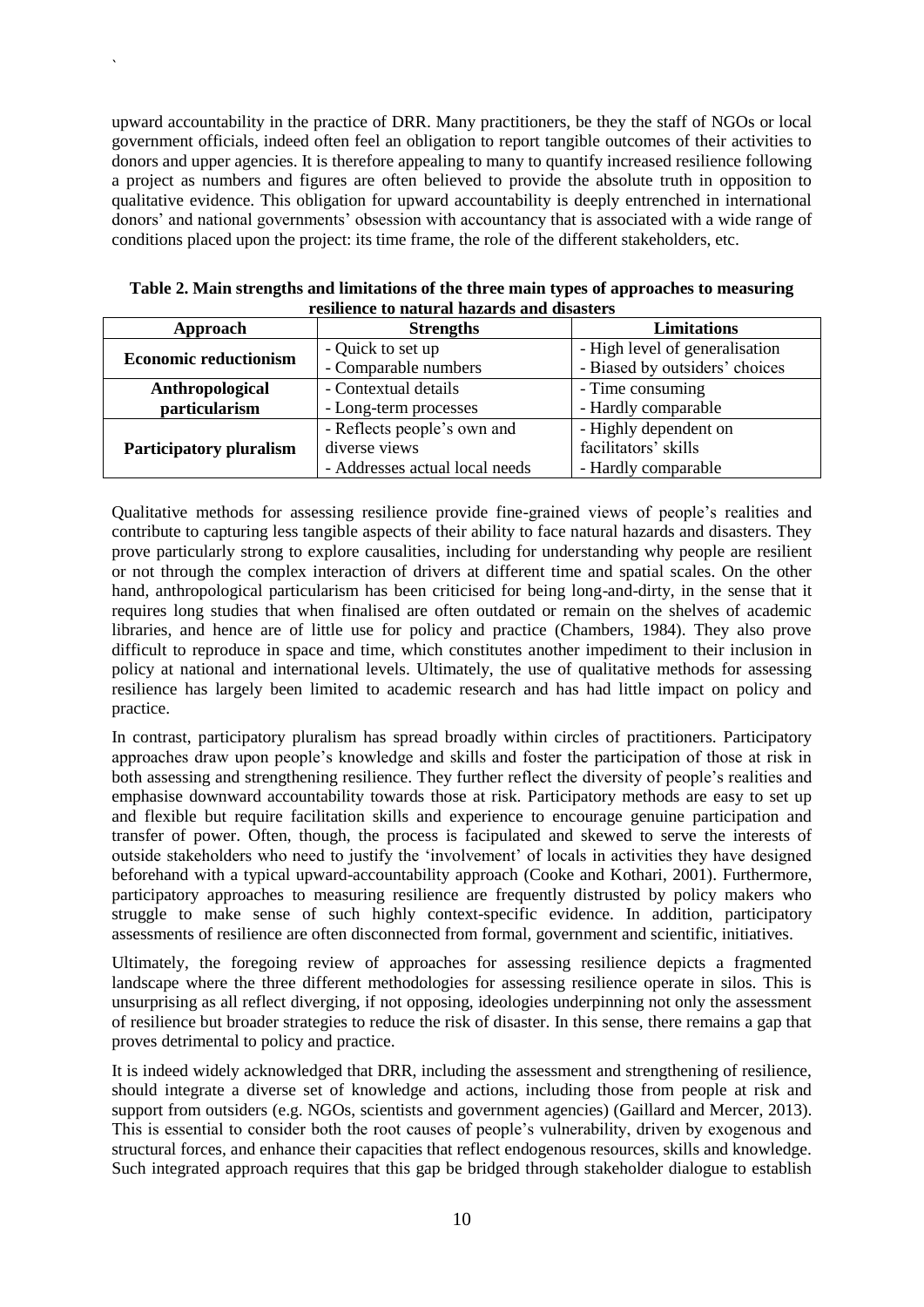upward accountability in the practice of DRR. Many practitioners, be they the staff of NGOs or local government officials, indeed often feel an obligation to report tangible outcomes of their activities to donors and upper agencies. It is therefore appealing to many to quantify increased resilience following a project as numbers and figures are often believed to provide the absolute truth in opposition to qualitative evidence. This obligation for upward accountability is deeply entrenched in international donors' and national governments' obsession with accountancy that is associated with a wide range of conditions placed upon the project: its time frame, the role of the different stakeholders, etc.

**Table 2. Main strengths and limitations of the three main types of approaches to measuring resilience to natural hazards and disasters**

| Approach | Strengths | Limitations |
|---|---|---|
| **Economic reductionism** | - Quick to set up<br>- Comparable numbers | - High level of generalisation<br>- Biased by outsiders' choices |
| **Anthropological particularism** | - Contextual details<br>- Long-term processes | - Time consuming<br>- Hardly comparable |
| **Participatory pluralism** | - Reflects people's own and diverse views<br>- Addresses actual local needs | - Highly dependent on facilitators' skills<br>- Hardly comparable |

Qualitative methods for assessing resilience provide fine-grained views of people's realities and contribute to capturing less tangible aspects of their ability to face natural hazards and disasters. They prove particularly strong to explore causalities, including for understanding why people are resilient or not through the complex interaction of drivers at different time and spatial scales. On the other hand, anthropological particularism has been criticised for being long-and-dirty, in the sense that it requires long studies that when finalised are often outdated or remain on the shelves of academic libraries, and hence are of little use for policy and practice (Chambers, 1984). They also prove difficult to reproduce in space and time, which constitutes another impediment to their inclusion in policy at national and international levels. Ultimately, the use of qualitative methods for assessing resilience has largely been limited to academic research and has had little impact on policy and practice.

In contrast, participatory pluralism has spread broadly within circles of practitioners. Participatory approaches draw upon people's knowledge and skills and foster the participation of those at risk in both assessing and strengthening resilience. They further reflect the diversity of people's realities and emphasise downward accountability towards those at risk. Participatory methods are easy to set up and flexible but require facilitation skills and experience to encourage genuine participation and transfer of power. Often, though, the process is facipulated and skewed to serve the interests of outside stakeholders who need to justify the 'involvement' of locals in activities they have designed beforehand with a typical upward-accountability approach (Cooke and Kothari, 2001). Furthermore, participatory approaches to measuring resilience are frequently distrusted by policy makers who struggle to make sense of such highly context-specific evidence. In addition, participatory assessments of resilience are often disconnected from formal, government and scientific, initiatives.

Ultimately, the foregoing review of approaches for assessing resilience depicts a fragmented landscape where the three different methodologies for assessing resilience operate in silos. This is unsurprising as all reflect diverging, if not opposing, ideologies underpinning not only the assessment of resilience but broader strategies to reduce the risk of disaster. In this sense, there remains a gap that proves detrimental to policy and practice.

It is indeed widely acknowledged that DRR, including the assessment and strengthening of resilience, should integrate a diverse set of knowledge and actions, including those from people at risk and support from outsiders (e.g. NGOs, scientists and government agencies) (Gaillard and Mercer, 2013). This is essential to consider both the root causes of people's vulnerability, driven by exogenous and structural forces, and enhance their capacities that reflect endogenous resources, skills and knowledge. Such integrated approach requires that this gap be bridged through stakeholder dialogue to establish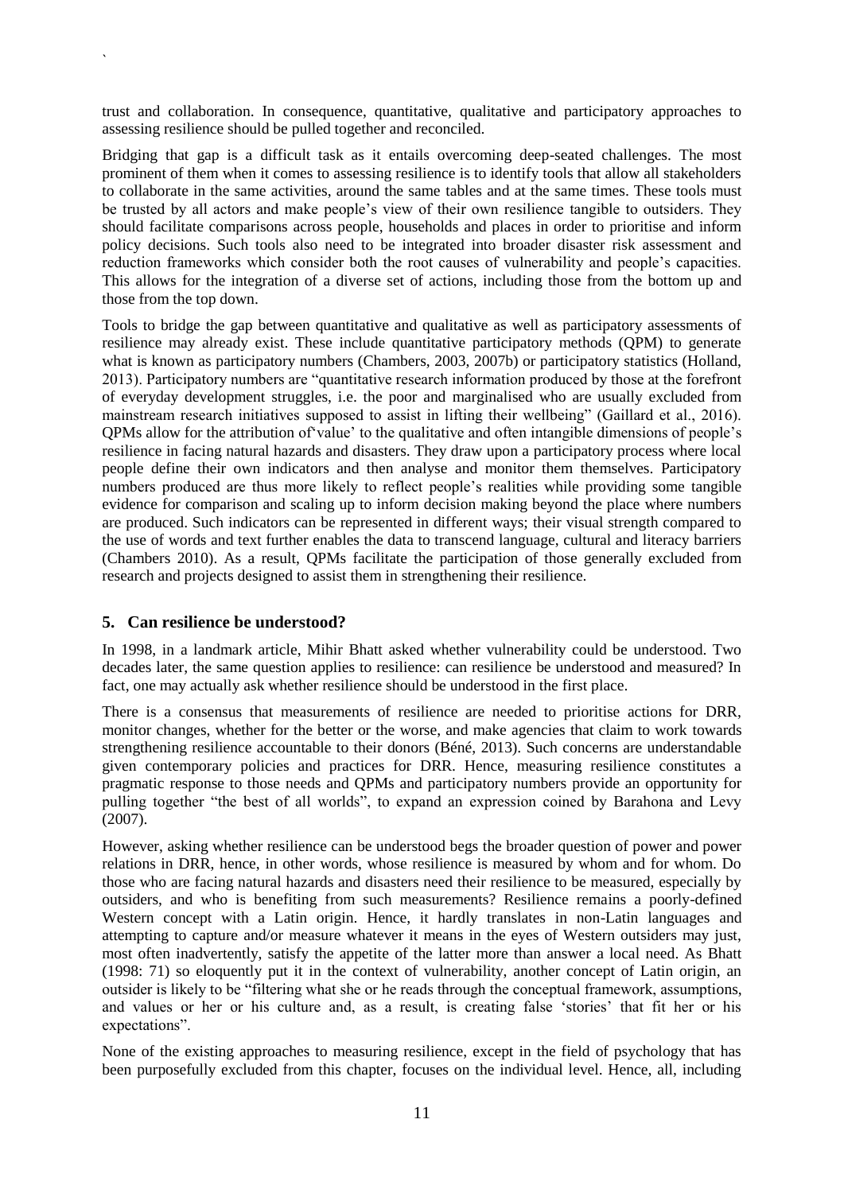trust and collaboration. In consequence, quantitative, qualitative and participatory approaches to assessing resilience should be pulled together and reconciled.

Bridging that gap is a difficult task as it entails overcoming deep-seated challenges. The most prominent of them when it comes to assessing resilience is to identify tools that allow all stakeholders to collaborate in the same activities, around the same tables and at the same times. These tools must be trusted by all actors and make people's view of their own resilience tangible to outsiders. They should facilitate comparisons across people, households and places in order to prioritise and inform policy decisions. Such tools also need to be integrated into broader disaster risk assessment and reduction frameworks which consider both the root causes of vulnerability and people's capacities. This allows for the integration of a diverse set of actions, including those from the bottom up and those from the top down.

Tools to bridge the gap between quantitative and qualitative as well as participatory assessments of resilience may already exist. These include quantitative participatory methods (QPM) to generate what is known as participatory numbers (Chambers, 2003, 2007b) or participatory statistics (Holland, 2013). Participatory numbers are "quantitative research information produced by those at the forefront of everyday development struggles, i.e. the poor and marginalised who are usually excluded from mainstream research initiatives supposed to assist in lifting their wellbeing" (Gaillard et al., 2016). QPMs allow for the attribution of'value' to the qualitative and often intangible dimensions of people's resilience in facing natural hazards and disasters. They draw upon a participatory process where local people define their own indicators and then analyse and monitor them themselves. Participatory numbers produced are thus more likely to reflect people's realities while providing some tangible evidence for comparison and scaling up to inform decision making beyond the place where numbers are produced. Such indicators can be represented in different ways; their visual strength compared to the use of words and text further enables the data to transcend language, cultural and literacy barriers (Chambers 2010). As a result, QPMs facilitate the participation of those generally excluded from research and projects designed to assist them in strengthening their resilience.

## 5. Can resilience be understood?

In 1998, in a landmark article, Mihir Bhatt asked whether vulnerability could be understood. Two decades later, the same question applies to resilience: can resilience be understood and measured? In fact, one may actually ask whether resilience should be understood in the first place.

There is a consensus that measurements of resilience are needed to prioritise actions for DRR, monitor changes, whether for the better or the worse, and make agencies that claim to work towards strengthening resilience accountable to their donors (Béné, 2013). Such concerns are understandable given contemporary policies and practices for DRR. Hence, measuring resilience constitutes a pragmatic response to those needs and QPMs and participatory numbers provide an opportunity for pulling together "the best of all worlds", to expand an expression coined by Barahona and Levy (2007).

However, asking whether resilience can be understood begs the broader question of power and power relations in DRR, hence, in other words, whose resilience is measured by whom and for whom. Do those who are facing natural hazards and disasters need their resilience to be measured, especially by outsiders, and who is benefiting from such measurements? Resilience remains a poorly-defined Western concept with a Latin origin. Hence, it hardly translates in non-Latin languages and attempting to capture and/or measure whatever it means in the eyes of Western outsiders may just, most often inadvertently, satisfy the appetite of the latter more than answer a local need. As Bhatt (1998: 71) so eloquently put it in the context of vulnerability, another concept of Latin origin, an outsider is likely to be "filtering what she or he reads through the conceptual framework, assumptions, and values or her or his culture and, as a result, is creating false 'stories' that fit her or his expectations".

None of the existing approaches to measuring resilience, except in the field of psychology that has been purposefully excluded from this chapter, focuses on the individual level. Hence, all, including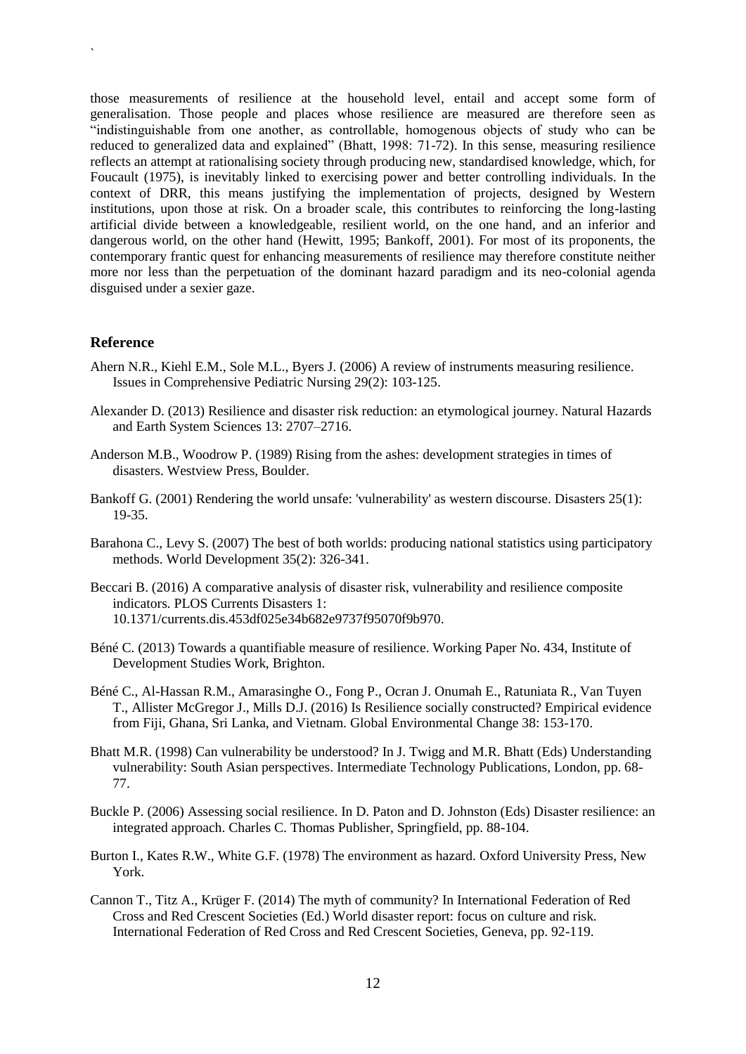those measurements of resilience at the household level, entail and accept some form of generalisation. Those people and places whose resilience are measured are therefore seen as "indistinguishable from one another, as controllable, homogenous objects of study who can be reduced to generalized data and explained" (Bhatt, 1998: 71-72). In this sense, measuring resilience reflects an attempt at rationalising society through producing new, standardised knowledge, which, for Foucault (1975), is inevitably linked to exercising power and better controlling individuals. In the context of DRR, this means justifying the implementation of projects, designed by Western institutions, upon those at risk. On a broader scale, this contributes to reinforcing the long-lasting artificial divide between a knowledgeable, resilient world, on the one hand, and an inferior and dangerous world, on the other hand (Hewitt, 1995; Bankoff, 2001). For most of its proponents, the contemporary frantic quest for enhancing measurements of resilience may therefore constitute neither more nor less than the perpetuation of the dominant hazard paradigm and its neo-colonial agenda disguised under a sexier gaze.

## Reference

Ahern N.R., Kiehl E.M., Sole M.L., Byers J. (2006) A review of instruments measuring resilience. Issues in Comprehensive Pediatric Nursing 29(2): 103-125.

Alexander D. (2013) Resilience and disaster risk reduction: an etymological journey. Natural Hazards and Earth System Sciences 13: 2707–2716.

Anderson M.B., Woodrow P. (1989) Rising from the ashes: development strategies in times of disasters. Westview Press, Boulder.

Bankoff G. (2001) Rendering the world unsafe: 'vulnerability' as western discourse. Disasters 25(1): 19-35.

Barahona C., Levy S. (2007) The best of both worlds: producing national statistics using participatory methods. World Development 35(2): 326-341.

Beccari B. (2016) A comparative analysis of disaster risk, vulnerability and resilience composite indicators. PLOS Currents Disasters 1: 10.1371/currents.dis.453df025e34b682e9737f95070f9b970.

Béné C. (2013) Towards a quantifiable measure of resilience. Working Paper No. 434, Institute of Development Studies Work, Brighton.

Béné C., Al-Hassan R.M., Amarasinghe O., Fong P., Ocran J. Onumah E., Ratuniata R., Van Tuyen T., Allister McGregor J., Mills D.J. (2016) Is Resilience socially constructed? Empirical evidence from Fiji, Ghana, Sri Lanka, and Vietnam. Global Environmental Change 38: 153-170.

Bhatt M.R. (1998) Can vulnerability be understood? In J. Twigg and M.R. Bhatt (Eds) Understanding vulnerability: South Asian perspectives. Intermediate Technology Publications, London, pp. 68-77.

Buckle P. (2006) Assessing social resilience. In D. Paton and D. Johnston (Eds) Disaster resilience: an integrated approach. Charles C. Thomas Publisher, Springfield, pp. 88-104.

Burton I., Kates R.W., White G.F. (1978) The environment as hazard. Oxford University Press, New York.

Cannon T., Titz A., Krüger F. (2014) The myth of community? In International Federation of Red Cross and Red Crescent Societies (Ed.) World disaster report: focus on culture and risk. International Federation of Red Cross and Red Crescent Societies, Geneva, pp. 92-119.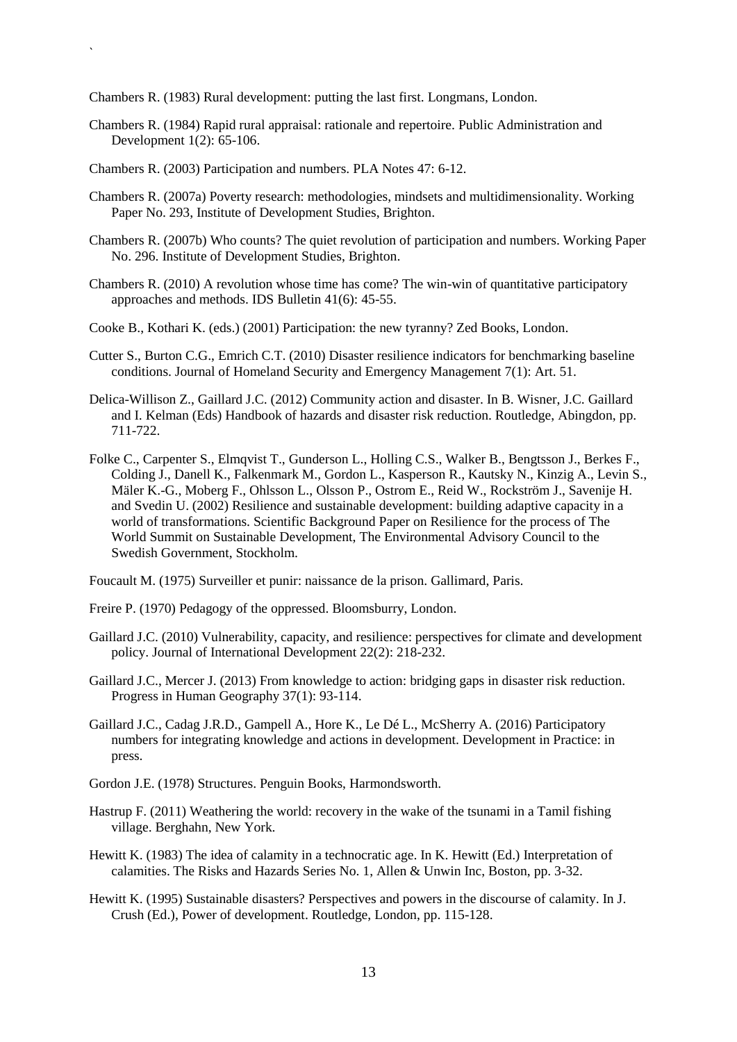Chambers R. (1983) Rural development: putting the last first. Longmans, London.

Chambers R. (1984) Rapid rural appraisal: rationale and repertoire. Public Administration and Development 1(2): 65-106.

Chambers R. (2003) Participation and numbers. PLA Notes 47: 6-12.

Chambers R. (2007a) Poverty research: methodologies, mindsets and multidimensionality. Working Paper No. 293, Institute of Development Studies, Brighton.

Chambers R. (2007b) Who counts? The quiet revolution of participation and numbers. Working Paper No. 296. Institute of Development Studies, Brighton.

Chambers R. (2010) A revolution whose time has come? The win-win of quantitative participatory approaches and methods. IDS Bulletin 41(6): 45-55.

Cooke B., Kothari K. (eds.) (2001) Participation: the new tyranny? Zed Books, London.

Cutter S., Burton C.G., Emrich C.T. (2010) Disaster resilience indicators for benchmarking baseline conditions. Journal of Homeland Security and Emergency Management 7(1): Art. 51.

Delica-Willison Z., Gaillard J.C. (2012) Community action and disaster. In B. Wisner, J.C. Gaillard and I. Kelman (Eds) Handbook of hazards and disaster risk reduction. Routledge, Abingdon, pp. 711-722.

Folke C., Carpenter S., Elmqvist T., Gunderson L., Holling C.S., Walker B., Bengtsson J., Berkes F., Colding J., Danell K., Falkenmark M., Gordon L., Kasperson R., Kautsky N., Kinzig A., Levin S., Mäler K.-G., Moberg F., Ohlsson L., Olsson P., Ostrom E., Reid W., Rockström J., Savenije H. and Svedin U. (2002) Resilience and sustainable development: building adaptive capacity in a world of transformations. Scientific Background Paper on Resilience for the process of The World Summit on Sustainable Development, The Environmental Advisory Council to the Swedish Government, Stockholm.

Foucault M. (1975) Surveiller et punir: naissance de la prison. Gallimard, Paris.

Freire P. (1970) Pedagogy of the oppressed. Bloomsburry, London.

Gaillard J.C. (2010) Vulnerability, capacity, and resilience: perspectives for climate and development policy. Journal of International Development 22(2): 218-232.

Gaillard J.C., Mercer J. (2013) From knowledge to action: bridging gaps in disaster risk reduction. Progress in Human Geography 37(1): 93-114.

Gaillard J.C., Cadag J.R.D., Gampell A., Hore K., Le Dé L., McSherry A. (2016) Participatory numbers for integrating knowledge and actions in development. Development in Practice: in press.

Gordon J.E. (1978) Structures. Penguin Books, Harmondsworth.

Hastrup F. (2011) Weathering the world: recovery in the wake of the tsunami in a Tamil fishing village. Berghahn, New York.

Hewitt K. (1983) The idea of calamity in a technocratic age. In K. Hewitt (Ed.) Interpretation of calamities. The Risks and Hazards Series No. 1, Allen & Unwin Inc, Boston, pp. 3-32.

Hewitt K. (1995) Sustainable disasters? Perspectives and powers in the discourse of calamity. In J. Crush (Ed.), Power of development. Routledge, London, pp. 115-128.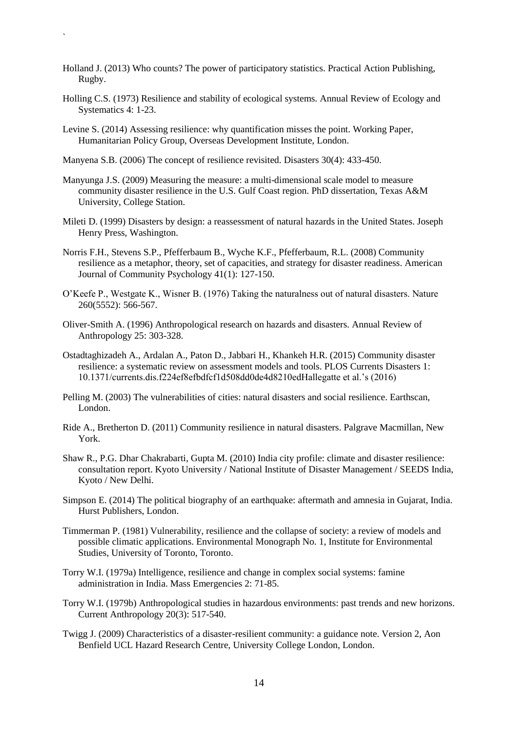Holland J. (2013) Who counts? The power of participatory statistics. Practical Action Publishing, Rugby.

Holling C.S. (1973) Resilience and stability of ecological systems. Annual Review of Ecology and Systematics 4: 1-23.

Levine S. (2014) Assessing resilience: why quantification misses the point. Working Paper, Humanitarian Policy Group, Overseas Development Institute, London.

Manyena S.B. (2006) The concept of resilience revisited. Disasters 30(4): 433-450.

Manyunga J.S. (2009) Measuring the measure: a multi-dimensional scale model to measure community disaster resilience in the U.S. Gulf Coast region. PhD dissertation, Texas A&M University, College Station.

Mileti D. (1999) Disasters by design: a reassessment of natural hazards in the United States. Joseph Henry Press, Washington.

Norris F.H., Stevens S.P., Pfefferbaum B., Wyche K.F., Pfefferbaum, R.L. (2008) Community resilience as a metaphor, theory, set of capacities, and strategy for disaster readiness. American Journal of Community Psychology 41(1): 127-150.

O'Keefe P., Westgate K., Wisner B. (1976) Taking the naturalness out of natural disasters. Nature 260(5552): 566-567.

Oliver-Smith A. (1996) Anthropological research on hazards and disasters. Annual Review of Anthropology 25: 303-328.

Ostadtaghizadeh A., Ardalan A., Paton D., Jabbari H., Khankeh H.R. (2015) Community disaster resilience: a systematic review on assessment models and tools. PLOS Currents Disasters 1: 10.1371/currents.dis.f224ef8efbdfcf1d508dd0de4d8210edHallegatte et al.'s (2016)

Pelling M. (2003) The vulnerabilities of cities: natural disasters and social resilience. Earthscan, London.

Ride A., Bretherton D. (2011) Community resilience in natural disasters. Palgrave Macmillan, New York.

Shaw R., P.G. Dhar Chakrabarti, Gupta M. (2010) India city profile: climate and disaster resilience: consultation report. Kyoto University / National Institute of Disaster Management / SEEDS India, Kyoto / New Delhi.

Simpson E. (2014) The political biography of an earthquake: aftermath and amnesia in Gujarat, India. Hurst Publishers, London.

Timmerman P. (1981) Vulnerability, resilience and the collapse of society: a review of models and possible climatic applications. Environmental Monograph No. 1, Institute for Environmental Studies, University of Toronto, Toronto.

Torry W.I. (1979a) Intelligence, resilience and change in complex social systems: famine administration in India. Mass Emergencies 2: 71-85.

Torry W.I. (1979b) Anthropological studies in hazardous environments: past trends and new horizons. Current Anthropology 20(3): 517-540.

Twigg J. (2009) Characteristics of a disaster-resilient community: a guidance note. Version 2, Aon Benfield UCL Hazard Research Centre, University College London, London.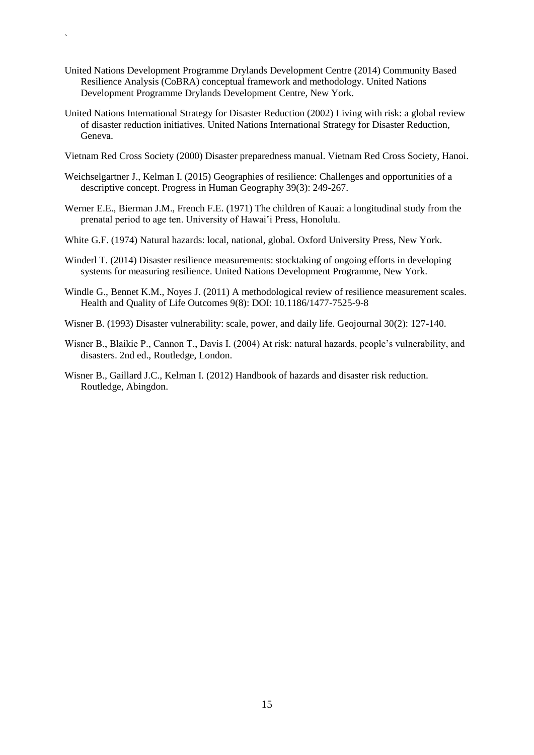United Nations Development Programme Drylands Development Centre (2014) Community Based Resilience Analysis (CoBRA) conceptual framework and methodology. United Nations Development Programme Drylands Development Centre, New York.

United Nations International Strategy for Disaster Reduction (2002) Living with risk: a global review of disaster reduction initiatives. United Nations International Strategy for Disaster Reduction, Geneva.

Vietnam Red Cross Society (2000) Disaster preparedness manual. Vietnam Red Cross Society, Hanoi.

Weichselgartner J., Kelman I. (2015) Geographies of resilience: Challenges and opportunities of a descriptive concept. Progress in Human Geography 39(3): 249-267.

Werner E.E., Bierman J.M., French F.E. (1971) The children of Kauai: a longitudinal study from the prenatal period to age ten. University of Hawaiʻi Press, Honolulu.

White G.F. (1974) Natural hazards: local, national, global. Oxford University Press, New York.

Winderl T. (2014) Disaster resilience measurements: stocktaking of ongoing efforts in developing systems for measuring resilience. United Nations Development Programme, New York.

Windle G., Bennet K.M., Noyes J. (2011) A methodological review of resilience measurement scales. Health and Quality of Life Outcomes 9(8): DOI: 10.1186/1477-7525-9-8

Wisner B. (1993) Disaster vulnerability: scale, power, and daily life. Geojournal 30(2): 127-140.

Wisner B., Blaikie P., Cannon T., Davis I. (2004) At risk: natural hazards, people's vulnerability, and disasters. 2nd ed., Routledge, London.

Wisner B., Gaillard J.C., Kelman I. (2012) Handbook of hazards and disaster risk reduction. Routledge, Abingdon.